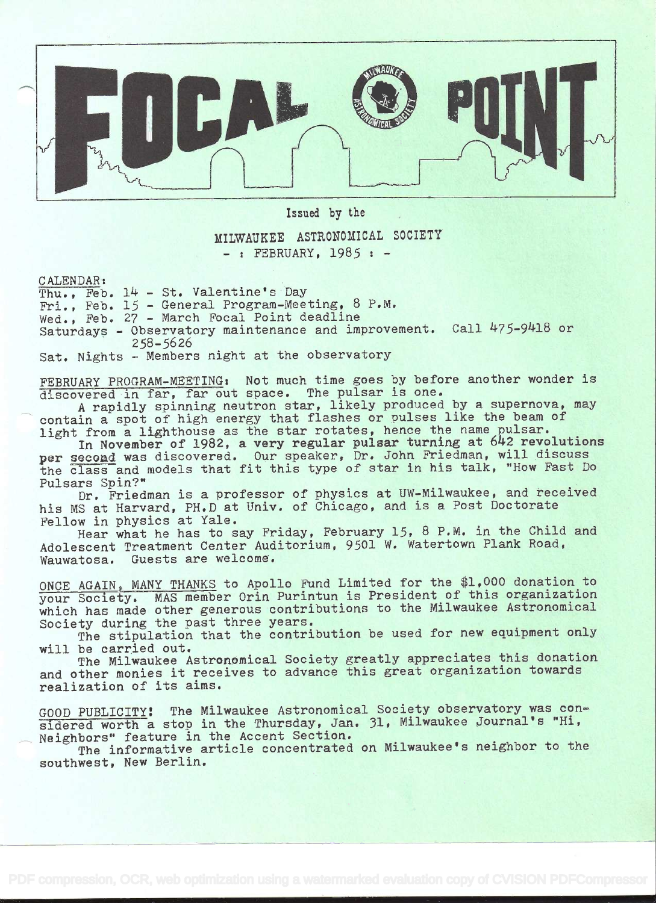// FOCAL POINT

Issued by the

MILWAUKEE ASTRONOMICAL SOCIETY

- : FEBRUARY, 1985 : -

CALENDAR:

Thu., Feb. 14 - St. Valentine's Day

Fri., Feb. 15 - General Program-Meeting, 8 P.M.

Wed., Feb. 27 - March Focal Point deadline

Saturdays - Observatory maintenance and improvement. Call 475-9418 or 258-5626

Sat. Nights - Members night at the observatory

FEBRUARY PROGRAM-MEETING: Not much time goes by before another wonder is discovered in far, far out space. The pulsar is one.

A rapidly spinning neutron star, likely produced by a supernova, may contain a spot of high energy that flashes or pulses like the beam of light from a lighthouse as the star rotates, hence the name pulsar.

In November of 1982, a very regular pulsar turning at 642 revolutions per second was discovered. Our speaker, Dr. John Friedman, will discuss the class and models that fit this type of star in his talk, "How Fast Do Pulsars Spin?"

Dr. Friedman is a professor of physics at UW-Milwaukee, and received his MS at Harvard, PH.D at Univ. of Chicago, and is a Post Doctorate Fellow in physics at Yale.

Hear what he has to say Friday, February 15, 8 P.M. in the Child and Adolescent Treatment Center Auditorium, 9501 W. Watertown Plank Road, Wauwatosa. Guests are welcome.

ONCE AGAIN, MANY THANKS to Apollo Fund Limited for the $1,000 donation to your Society. MAS member Orin Purintun is President of this organization which has made other generous contributions to the Milwaukee Astronomical Society during the past three years.

The stipulation that the contribution be used for new equipment only will be carried out.

The Milwaukee Astronomical Society greatly appreciates this donation and other monies it receives to advance this great organization towards realization of its aims.

GOOD PUBLICITY! The Milwaukee Astronomical Society observatory was considered worth a stop in the Thursday, Jan. 31, Milwaukee Journal's "Hi, Neighbors" feature in the Accent Section.

The informative article concentrated on Milwaukee's neighbor to the southwest, New Berlin.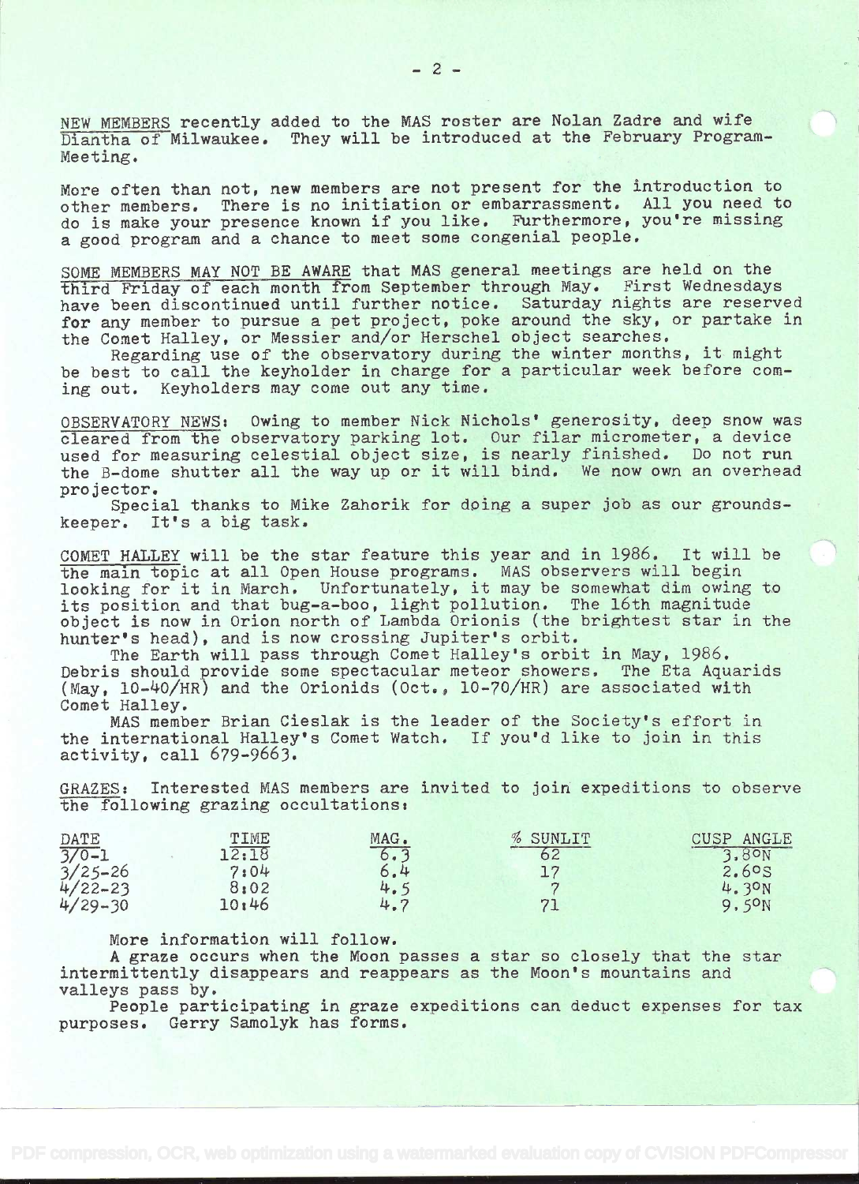NEW MEMBERS recently added to the MAS roster are Nolan Zadre and wife Diantha of Milwaukee. They will be introduced at the February Program-Meeting.

More often than not, new members are not present for the introduction to other members. There is no initiation or embarrassment. All you need to do is make your presence known if you like. Furthermore, you're missing a good program and a chance to meet some congenial people.

SOME MEMBERS MAY NOT BE AWARE that MAS general meetings are held on the third Friday of each month from September through May. First Wednesdays have been discontinued until further notice. Saturday nights are reserved for any member to pursue a pet project, poke around the sky, or partake in the Comet Halley, or Messier and/or Herschel object searches.

Regarding use of the observatory during the winter months, it might be best to call the keyholder in charge for a particular week before coming out. Keyholders may come out any time.

OBSERVATORY NEWS: Owing to member Nick Nichols' generosity, deep snow was cleared from the observatory parking lot. Our filar micrometer, a device used for measuring celestial object size, is nearly finished. Do not run the B-dome shutter all the way up or it will bind. We now own an overhead projector.

Special thanks to Mike Zahorik for doing a super job as our groundskeeper. It's a big task.

COMET HALLEY will be the star feature this year and in 1986. It will be the main topic at all Open House programs. MAS observers will begin looking for it in March. Unfortunately, it may be somewhat dim owing to its position and that bug-a-boo, light pollution. The 16th magnitude object is now in Orion north of Lambda Orionis (the brightest star in the hunter's head), and is now crossing Jupiter's orbit.

The Earth will pass through Comet Halley's orbit in May, 1986. Debris should provide some spectacular meteor showers. The Eta Aquarids (May, 10-40/HR) and the Orionids (Oct., 10-70/HR) are associated with Comet Halley.

MAS member Brian Cieslak is the leader of the Society's effort in the international Halley's Comet Watch. If you'd like to join in this activity, call 679-9663.

GRAZES: Interested MAS members are invited to join expeditions to observe the following grazing occultations:

| DATE | TIME | MAG. | % SUNLIT | CUSP ANGLE |
|---|---|---|---|---|
| 3/0-1 | 12:18 | 6.3 | 62 | 3.8°N |
| 3/25-26 | 7:04 | 6.4 | 17 | 2.6°S |
| 4/22-23 | 8:02 | 4.5 | 7 | 4.3°N |
| 4/29-30 | 10:46 | 4.7 | 71 | 9.5°N |

More information will follow.

A graze occurs when the Moon passes a star so closely that the star intermittently disappears and reappears as the Moon's mountains and valleys pass by.

People participating in graze expeditions can deduct expenses for tax purposes. Gerry Samolyk has forms.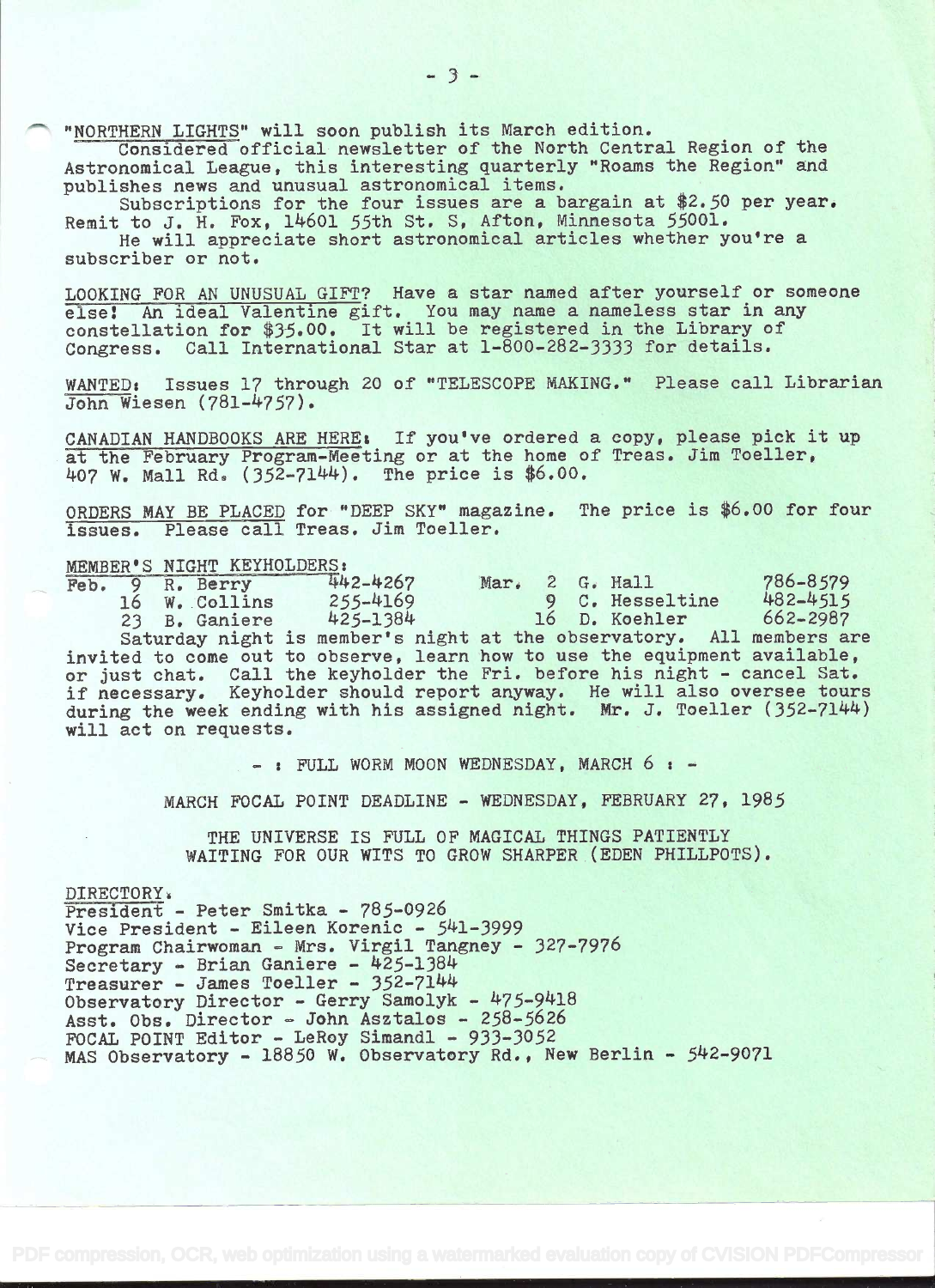"NORTHERN LIGHTS" will soon publish its March edition.

Considered official newsletter of the North Central Region of the Astronomical League, this interesting quarterly "Roams the Region" and publishes news and unusual astronomical items.

Subscriptions for the four issues are a bargain at $2.50 per year. Remit to J. H. Fox, 14601 55th St. S, Afton, Minnesota 55001.

He will appreciate short astronomical articles whether you're a subscriber or not.

LOOKING FOR AN UNUSUAL GIFT? Have a star named after yourself or someone else! An ideal Valentine gift. You may name a nameless star in any constellation for $35.00. It will be registered in the Library of Congress. Call International Star at 1-800-282-3333 for details.

WANTED: Issues 17 through 20 of "TELESCOPE MAKING." Please call Librarian John Wiesen (781-4757).

CANADIAN HANDBOOKS ARE HERE: If you've ordered a copy, please pick it up at the February Program-Meeting or at the home of Treas. Jim Toeller, 407 W. Mall Rd. (352-7144). The price is $6.00.

ORDERS MAY BE PLACED for "DEEP SKY" magazine. The price is $6.00 for four issues. Please call Treas. Jim Toeller.

MEMBER'S NIGHT KEYHOLDERS:

| | | | | | | | |
|---|---|---|---|---|---|---|---|
| Feb. | 9 | R. Berry | 442-4267 | Mar. | 2 | G. Hall | 786-8579 |
| | 16 | W. Collins | 255-4169 | | 9 | C. Hesseltine | 482-4515 |
| | 23 | B. Ganiere | 425-1384 | | 16 | D. Koehler | 662-2987 |

Saturday night is member's night at the observatory. All members are invited to come out to observe, learn how to use the equipment available, or just chat. Call the keyholder the Fri. before his night - cancel Sat. if necessary. Keyholder should report anyway. He will also oversee tours during the week ending with his assigned night. Mr. J. Toeller (352-7144) will act on requests.

- : FULL WORM MOON WEDNESDAY, MARCH 6 : -

MARCH FOCAL POINT DEADLINE - WEDNESDAY, FEBRUARY 27, 1985

THE UNIVERSE IS FULL OF MAGICAL THINGS PATIENTLY WAITING FOR OUR WITS TO GROW SHARPER (EDEN PHILLPOTS).

DIRECTORY:

President - Peter Smitka - 785-0926
Vice President - Eileen Korenic - 541-3999
Program Chairwoman - Mrs. Virgil Tangney - 327-7976
Secretary - Brian Ganiere - 425-1384
Treasurer - James Toeller - 352-7144
Observatory Director - Gerry Samolyk - 475-9418
Asst. Obs. Director - John Asztalos - 258-5626
FOCAL POINT Editor - LeRoy Simandl - 933-3052
MAS Observatory - 18850 W. Observatory Rd., New Berlin - 542-9071